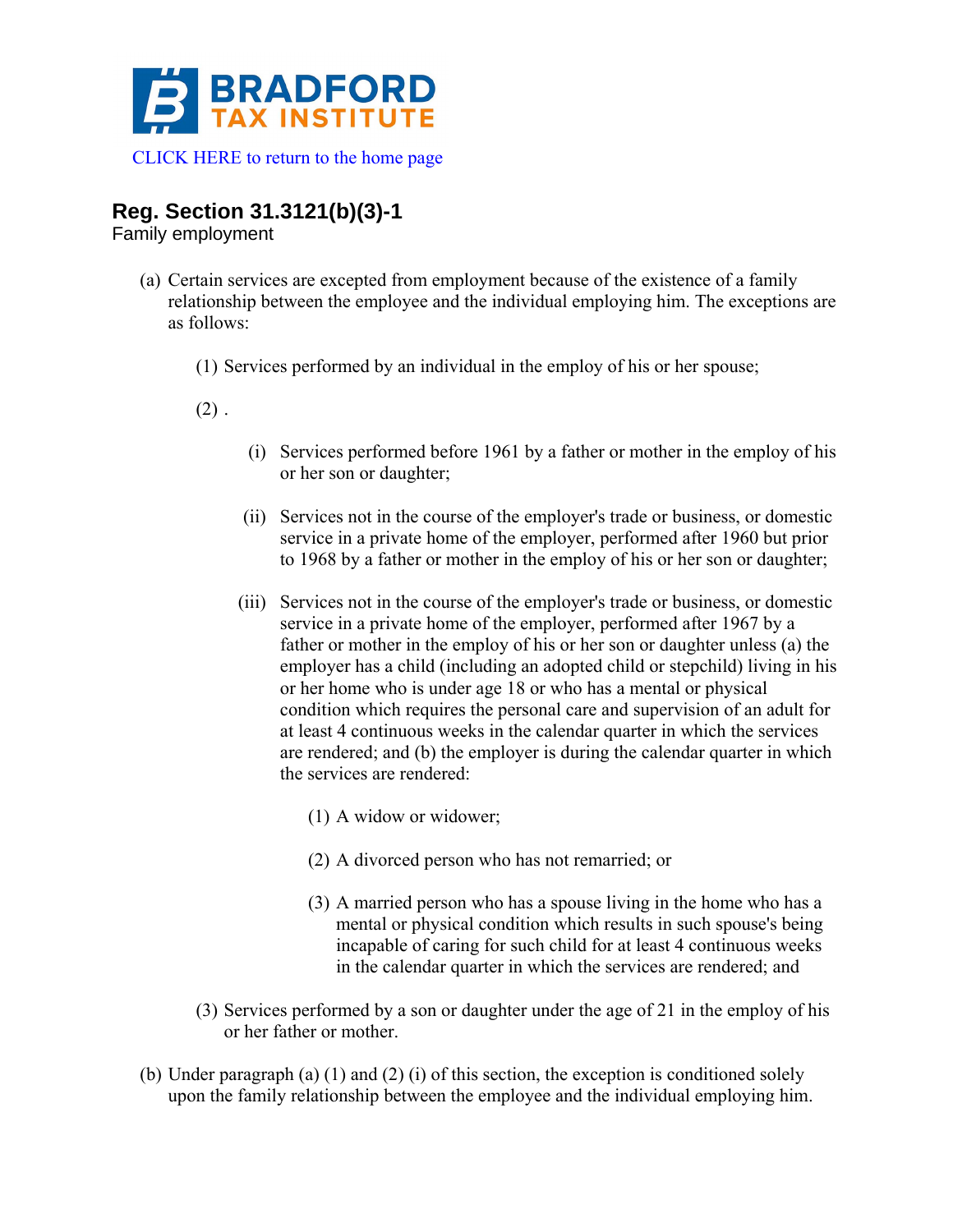BRADFORD TAX INSTITUTE

CLICK HERE to return to the home page

## Reg. Section 31.3121(b)(3)-1

Family employment

(a) Certain services are excepted from employment because of the existence of a family relationship between the employee and the individual employing him. The exceptions are as follows:

(1) Services performed by an individual in the employ of his or her spouse;

(2) .

(i) Services performed before 1961 by a father or mother in the employ of his or her son or daughter;

(ii) Services not in the course of the employer's trade or business, or domestic service in a private home of the employer, performed after 1960 but prior to 1968 by a father or mother in the employ of his or her son or daughter;

(iii) Services not in the course of the employer's trade or business, or domestic service in a private home of the employer, performed after 1967 by a father or mother in the employ of his or her son or daughter unless (a) the employer has a child (including an adopted child or stepchild) living in his or her home who is under age 18 or who has a mental or physical condition which requires the personal care and supervision of an adult for at least 4 continuous weeks in the calendar quarter in which the services are rendered; and (b) the employer is during the calendar quarter in which the services are rendered:

(1) A widow or widower;

(2) A divorced person who has not remarried; or

(3) A married person who has a spouse living in the home who has a mental or physical condition which results in such spouse's being incapable of caring for such child for at least 4 continuous weeks in the calendar quarter in which the services are rendered; and

(3) Services performed by a son or daughter under the age of 21 in the employ of his or her father or mother.

(b) Under paragraph (a) (1) and (2) (i) of this section, the exception is conditioned solely upon the family relationship between the employee and the individual employing him.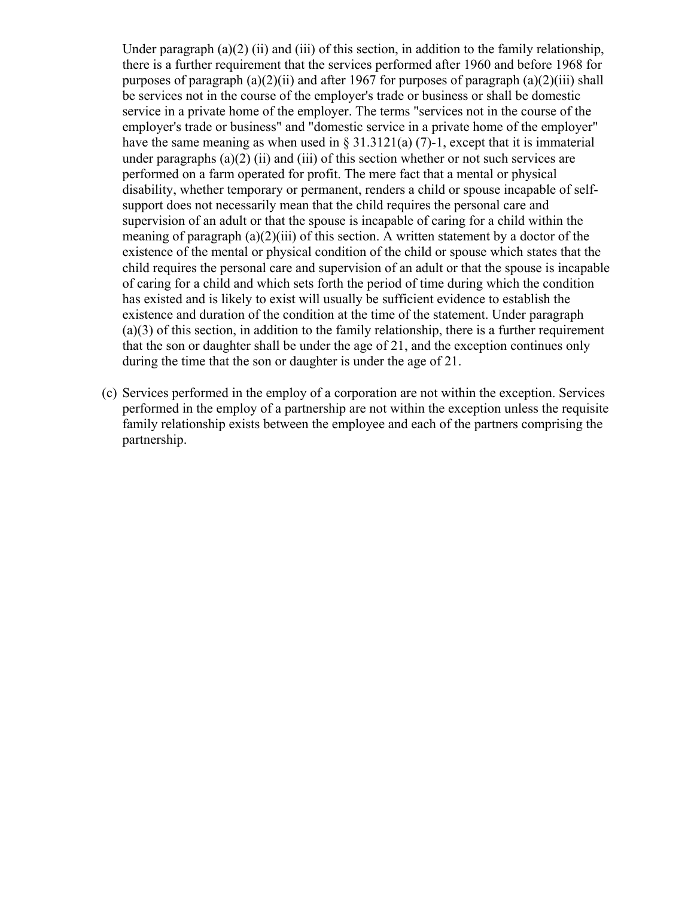Under paragraph (a)(2) (ii) and (iii) of this section, in addition to the family relationship, there is a further requirement that the services performed after 1960 and before 1968 for purposes of paragraph (a)(2)(ii) and after 1967 for purposes of paragraph (a)(2)(iii) shall be services not in the course of the employer's trade or business or shall be domestic service in a private home of the employer. The terms "services not in the course of the employer's trade or business" and "domestic service in a private home of the employer" have the same meaning as when used in § 31.3121(a) (7)-1, except that it is immaterial under paragraphs (a)(2) (ii) and (iii) of this section whether or not such services are performed on a farm operated for profit. The mere fact that a mental or physical disability, whether temporary or permanent, renders a child or spouse incapable of self-support does not necessarily mean that the child requires the personal care and supervision of an adult or that the spouse is incapable of caring for a child within the meaning of paragraph (a)(2)(iii) of this section. A written statement by a doctor of the existence of the mental or physical condition of the child or spouse which states that the child requires the personal care and supervision of an adult or that the spouse is incapable of caring for a child and which sets forth the period of time during which the condition has existed and is likely to exist will usually be sufficient evidence to establish the existence and duration of the condition at the time of the statement. Under paragraph (a)(3) of this section, in addition to the family relationship, there is a further requirement that the son or daughter shall be under the age of 21, and the exception continues only during the time that the son or daughter is under the age of 21.

(c) Services performed in the employ of a corporation are not within the exception. Services performed in the employ of a partnership are not within the exception unless the requisite family relationship exists between the employee and each of the partners comprising the partnership.